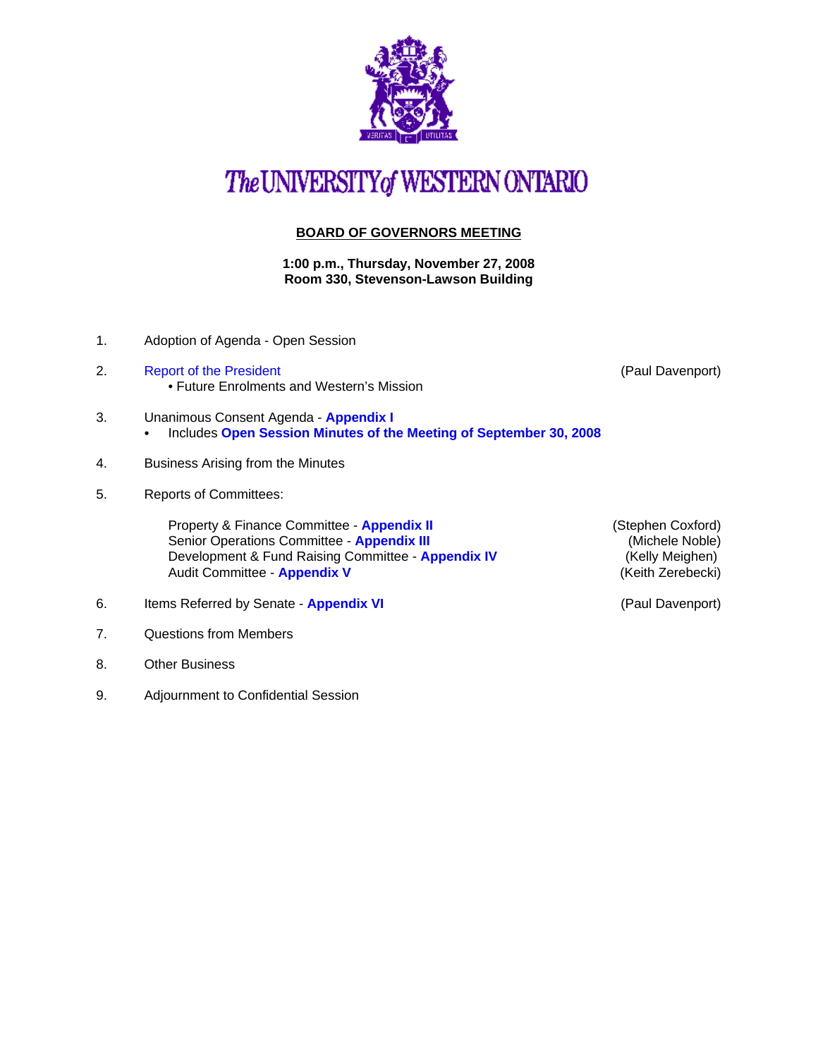# The UNIVERSITY of WESTERN ONTARIO

## BOARD OF GOVERNORS MEETING

**1:00 p.m., Thursday, November 27, 2008**
**Room 330, Stevenson-Lawson Building**

1. Adoption of Agenda - Open Session

2. Report of the President (Paul Davenport)
   - Future Enrolments and Western's Mission

3. Unanimous Consent Agenda - **Appendix I**
   - Includes **Open Session Minutes of the Meeting of September 30, 2008**

4. Business Arising from the Minutes

5. Reports of Committees:

   Property & Finance Committee - **Appendix II** (Stephen Coxford)
   Senior Operations Committee - **Appendix III** (Michele Noble)
   Development & Fund Raising Committee - **Appendix IV** (Kelly Meighen)
   Audit Committee - **Appendix V** (Keith Zerebecki)

6. Items Referred by Senate - **Appendix VI** (Paul Davenport)

7. Questions from Members

8. Other Business

9. Adjournment to Confidential Session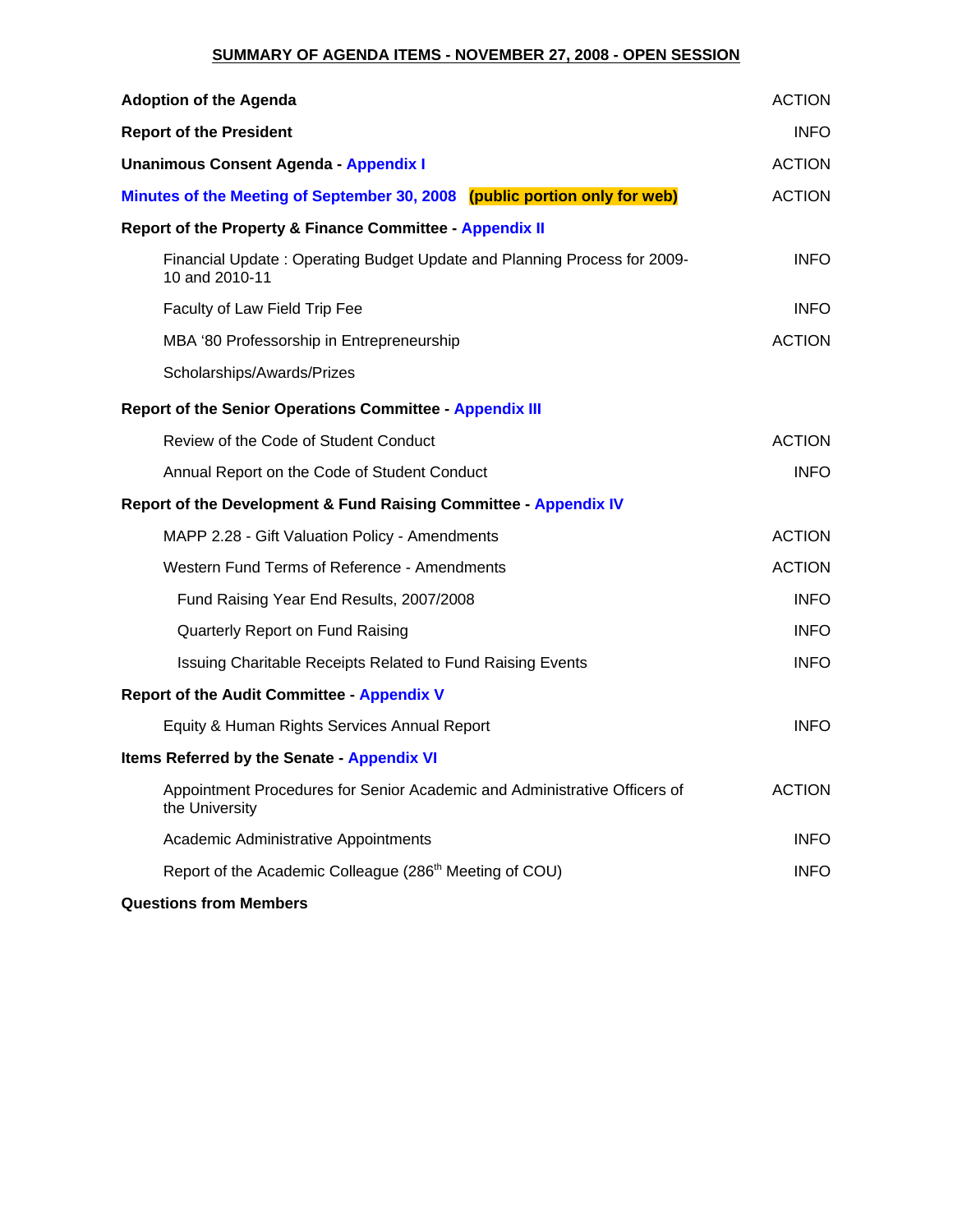## SUMMARY OF AGENDA ITEMS - NOVEMBER 27, 2008 - OPEN SESSION

| | |
|---|---|
| **Adoption of the Agenda** | ACTION |
| **Report of the President** | INFO |
| **Unanimous Consent Agenda - Appendix I** | ACTION |
| **Minutes of the Meeting of September 30, 2008 (public portion only for web)** | ACTION |
| **Report of the Property & Finance Committee - Appendix II** | |
| Financial Update : Operating Budget Update and Planning Process for 2009-10 and 2010-11 | INFO |
| Faculty of Law Field Trip Fee | INFO |
| MBA '80 Professorship in Entrepreneurship | ACTION |
| Scholarships/Awards/Prizes | |
| **Report of the Senior Operations Committee - Appendix III** | |
| Review of the Code of Student Conduct | ACTION |
| Annual Report on the Code of Student Conduct | INFO |
| **Report of the Development & Fund Raising Committee - Appendix IV** | |
| MAPP 2.28 - Gift Valuation Policy - Amendments | ACTION |
| Western Fund Terms of Reference - Amendments | ACTION |
| Fund Raising Year End Results, 2007/2008 | INFO |
| Quarterly Report on Fund Raising | INFO |
| Issuing Charitable Receipts Related to Fund Raising Events | INFO |
| **Report of the Audit Committee - Appendix V** | |
| Equity & Human Rights Services Annual Report | INFO |
| **Items Referred by the Senate - Appendix VI** | |
| Appointment Procedures for Senior Academic and Administrative Officers of the University | ACTION |
| Academic Administrative Appointments | INFO |
| Report of the Academic Colleague (286th Meeting of COU) | INFO |
| **Questions from Members** | |